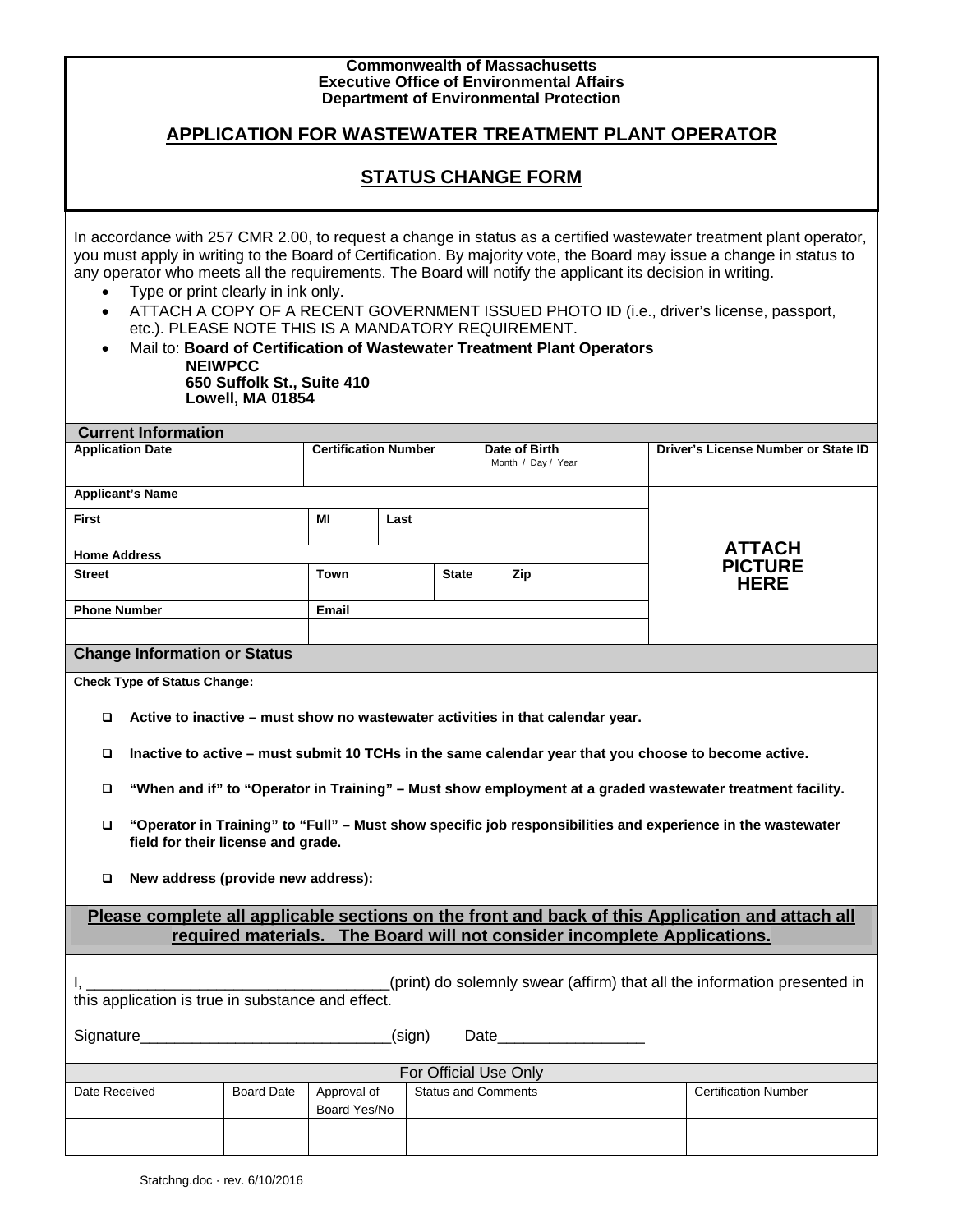**Commonwealth of Massachusetts**
**Executive Office of Environmental Affairs**
**Department of Environmental Protection**

# APPLICATION FOR WASTEWATER TREATMENT PLANT OPERATOR

## STATUS CHANGE FORM

In accordance with 257 CMR 2.00, to request a change in status as a certified wastewater treatment plant operator, you must apply in writing to the Board of Certification. By majority vote, the Board may issue a change in status to any operator who meets all the requirements. The Board will notify the applicant its decision in writing.

- Type or print clearly in ink only.
- ATTACH A COPY OF A RECENT GOVERNMENT ISSUED PHOTO ID (i.e., driver's license, passport, etc.). PLEASE NOTE THIS IS A MANDATORY REQUIREMENT.
- Mail to: **Board of Certification of Wastewater Treatment Plant Operators**
  **NEIWPCC**
  **650 Suffolk St., Suite 410**
  **Lowell, MA 01854**

**Current Information**

| Application Date | Certification Number | | Date of Birth | | Driver's License Number or State ID |
|---|---|---|---|---|---|
| | | | Month / Day / Year | | |
| **Applicant's Name** | | | | | **ATTACH PICTURE HERE** |
| **First** | **MI** | **Last** | | | |
| **Home Address** | | | | | |
| **Street** | **Town** | | **State** | **Zip** | |
| **Phone Number** | **Email** | | | | |
| | | | | | |

**Change Information or Status**

**Check Type of Status Change:**

- ☐ **Active to inactive – must show no wastewater activities in that calendar year.**
- ☐ **Inactive to active – must submit 10 TCHs in the same calendar year that you choose to become active.**
- ☐ **"When and if" to "Operator in Training" – Must show employment at a graded wastewater treatment facility.**
- ☐ **"Operator in Training" to "Full" – Must show specific job responsibilities and experience in the wastewater field for their license and grade.**
- ☐ **New address (provide new address):**

**Please complete all applicable sections on the front and back of this Application and attach all required materials. The Board will not consider incomplete Applications.**

I, ___________________________________(print) do solemnly swear (affirm) that all the information presented in this application is true in substance and effect.

Signature_____________________________(sign) Date_________________

For Official Use Only

| Date Received | Board Date | Approval of Board Yes/No | Status and Comments | Certification Number |
|---|---|---|---|---|
| | | | | |

Statchng.doc · rev. 6/10/2016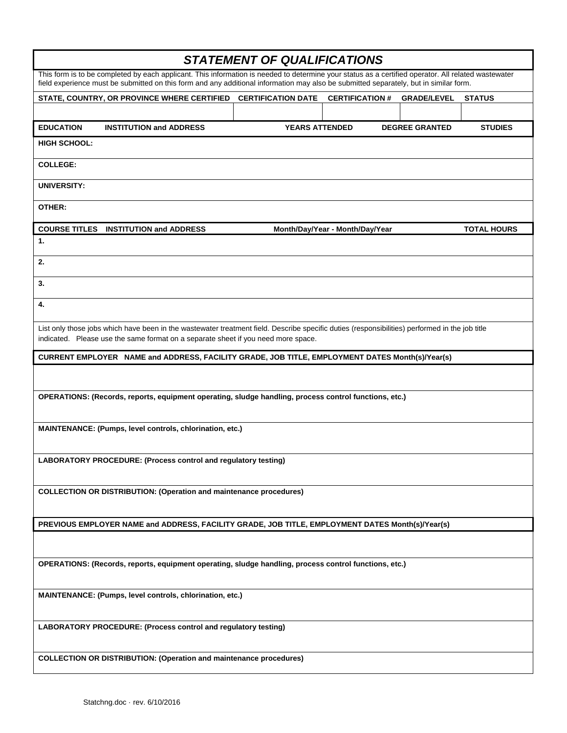# *STATEMENT OF QUALIFICATIONS*

This form is to be completed by each applicant. This information is needed to determine your status as a certified operator. All related wastewater field experience must be submitted on this form and any additional information may also be submitted separately, but in similar form.

| STATE, COUNTRY, OR PROVINCE WHERE CERTIFIED | CERTIFICATION DATE | CERTIFICATION # | GRADE/LEVEL | STATUS |
|---|---|---|---|---|
| | | | | |

| EDUCATION | INSTITUTION and ADDRESS | YEARS ATTENDED | DEGREE GRANTED | STUDIES |
|---|---|---|---|---|
| **HIGH SCHOOL:** | | | | |
| **COLLEGE:** | | | | |
| **UNIVERSITY:** | | | | |
| **OTHER:** | | | | |

| COURSE TITLES | INSTITUTION and ADDRESS | Month/Day/Year - Month/Day/Year | TOTAL HOURS |
|---|---|---|---|
| **1.** | | | |
| **2.** | | | |
| **3.** | | | |
| **4.** | | | |

List only those jobs which have been in the wastewater treatment field. Describe specific duties (responsibilities) performed in the job title indicated. Please use the same format on a separate sheet if you need more space.

**CURRENT EMPLOYER NAME and ADDRESS, FACILITY GRADE, JOB TITLE, EMPLOYMENT DATES Month(s)/Year(s)**

**OPERATIONS: (Records, reports, equipment operating, sludge handling, process control functions, etc.)**

**MAINTENANCE: (Pumps, level controls, chlorination, etc.)**

**LABORATORY PROCEDURE: (Process control and regulatory testing)**

**COLLECTION OR DISTRIBUTION: (Operation and maintenance procedures)**

**PREVIOUS EMPLOYER NAME and ADDRESS, FACILITY GRADE, JOB TITLE, EMPLOYMENT DATES Month(s)/Year(s)**

**OPERATIONS: (Records, reports, equipment operating, sludge handling, process control functions, etc.)**

**MAINTENANCE: (Pumps, level controls, chlorination, etc.)**

**LABORATORY PROCEDURE: (Process control and regulatory testing)**

**COLLECTION OR DISTRIBUTION: (Operation and maintenance procedures)**

Statchng.doc · rev. 6/10/2016